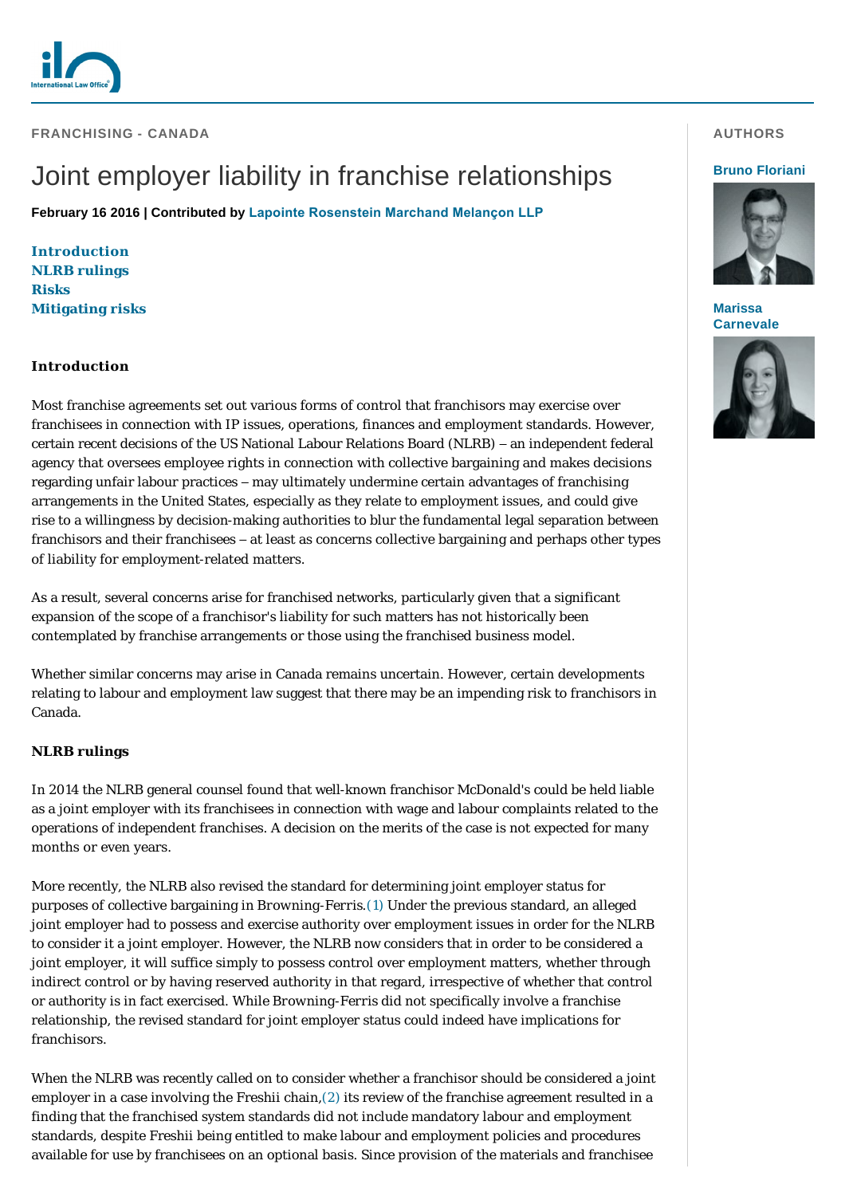FRANCHISING - CANADA

# Joint employer liability in franchise relationships

**February 16 2016 | Contributed by Lapointe Rosenstein Marchand Melançon LLP**

**AUTHORS**

**Bruno Floriani**

**Marissa Carnevale**

**Introduction**
**NLRB rulings**
**Risks**
**Mitigating risks**

### Introduction

Most franchise agreements set out various forms of control that franchisors may exercise over franchisees in connection with IP issues, operations, finances and employment standards. However, certain recent decisions of the US National Labour Relations Board (NLRB) – an independent federal agency that oversees employee rights in connection with collective bargaining and makes decisions regarding unfair labour practices – may ultimately undermine certain advantages of franchising arrangements in the United States, especially as they relate to employment issues, and could give rise to a willingness by decision-making authorities to blur the fundamental legal separation between franchisors and their franchisees – at least as concerns collective bargaining and perhaps other types of liability for employment-related matters.

As a result, several concerns arise for franchised networks, particularly given that a significant expansion of the scope of a franchisor's liability for such matters has not historically been contemplated by franchise arrangements or those using the franchised business model.

Whether similar concerns may arise in Canada remains uncertain. However, certain developments relating to labour and employment law suggest that there may be an impending risk to franchisors in Canada.

### NLRB rulings

In 2014 the NLRB general counsel found that well-known franchisor McDonald's could be held liable as a joint employer with its franchisees in connection with wage and labour complaints related to the operations of independent franchises. A decision on the merits of the case is not expected for many months or even years.

More recently, the NLRB also revised the standard for determining joint employer status for purposes of collective bargaining in Browning-Ferris.(1) Under the previous standard, an alleged joint employer had to possess and exercise authority over employment issues in order for the NLRB to consider it a joint employer. However, the NLRB now considers that in order to be considered a joint employer, it will suffice simply to possess control over employment matters, whether through indirect control or by having reserved authority in that regard, irrespective of whether that control or authority is in fact exercised. While Browning-Ferris did not specifically involve a franchise relationship, the revised standard for joint employer status could indeed have implications for franchisors.

When the NLRB was recently called on to consider whether a franchisor should be considered a joint employer in a case involving the Freshii chain,(2) its review of the franchise agreement resulted in a finding that the franchised system standards did not include mandatory labour and employment standards, despite Freshii being entitled to make labour and employment policies and procedures available for use by franchisees on an optional basis. Since provision of the materials and franchisee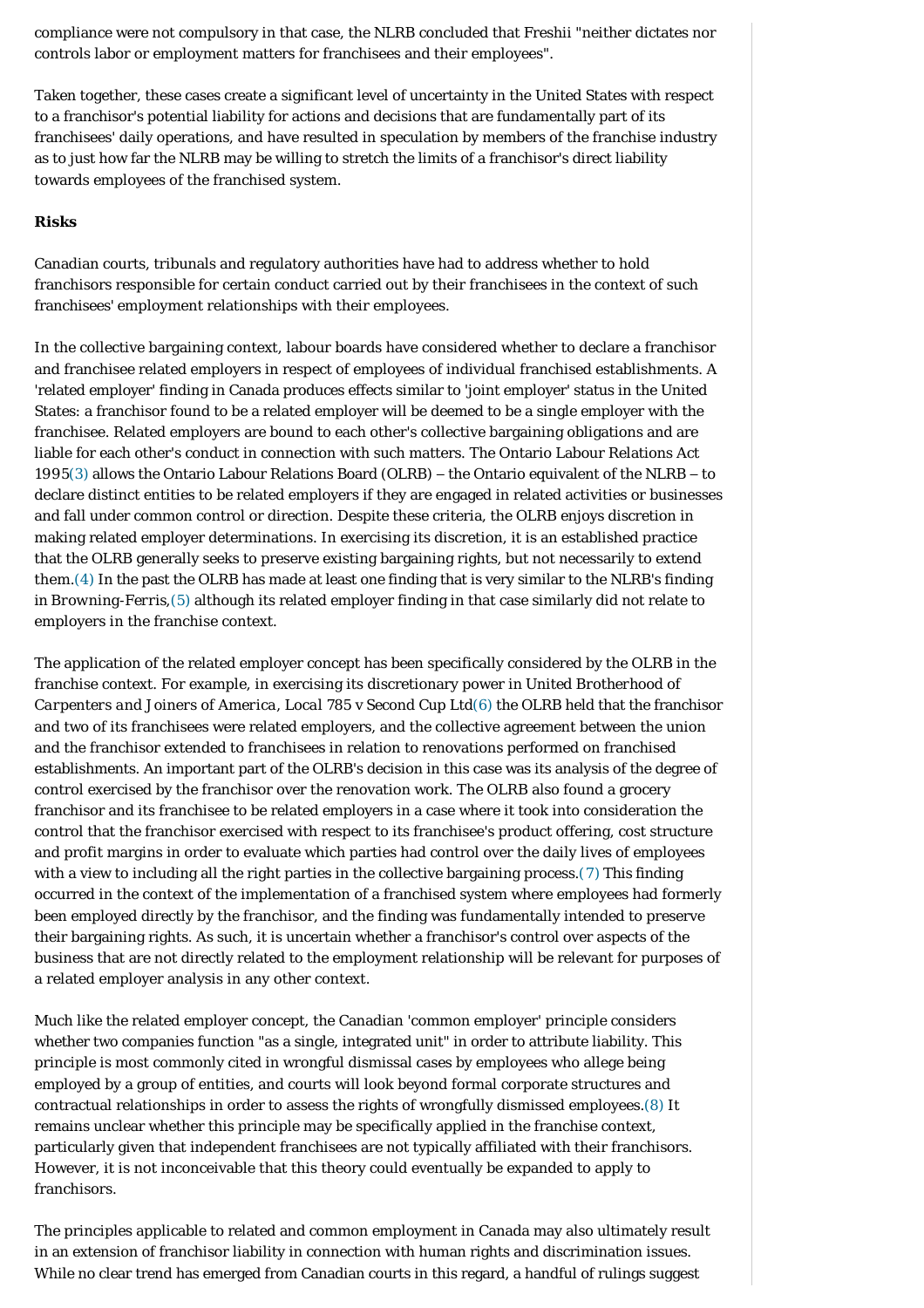compliance were not compulsory in that case, the NLRB concluded that Freshii "neither dictates nor controls labor or employment matters for franchisees and their employees".

Taken together, these cases create a significant level of uncertainty in the United States with respect to a franchisor's potential liability for actions and decisions that are fundamentally part of its franchisees' daily operations, and have resulted in speculation by members of the franchise industry as to just how far the NLRB may be willing to stretch the limits of a franchisor's direct liability towards employees of the franchised system.

**Risks**

Canadian courts, tribunals and regulatory authorities have had to address whether to hold franchisors responsible for certain conduct carried out by their franchisees in the context of such franchisees' employment relationships with their employees.

In the collective bargaining context, labour boards have considered whether to declare a franchisor and franchisee related employers in respect of employees of individual franchised establishments. A 'related employer' finding in Canada produces effects similar to 'joint employer' status in the United States: a franchisor found to be a related employer will be deemed to be a single employer with the franchisee. Related employers are bound to each other's collective bargaining obligations and are liable for each other's conduct in connection with such matters. The Ontario Labour Relations Act 1995(3) allows the Ontario Labour Relations Board (OLRB) – the Ontario equivalent of the NLRB – to declare distinct entities to be related employers if they are engaged in related activities or businesses and fall under common control or direction. Despite these criteria, the OLRB enjoys discretion in making related employer determinations. In exercising its discretion, it is an established practice that the OLRB generally seeks to preserve existing bargaining rights, but not necessarily to extend them.(4) In the past the OLRB has made at least one finding that is very similar to the NLRB's finding in *Browning-Ferris*,(5) although its related employer finding in that case similarly did not relate to employers in the franchise context.

The application of the related employer concept has been specifically considered by the OLRB in the franchise context. For example, in exercising its discretionary power in *United Brotherhood of Carpenters and Joiners of America, Local 785 v Second Cup Ltd*(6) the OLRB held that the franchisor and two of its franchisees were related employers, and the collective agreement between the union and the franchisor extended to franchisees in relation to renovations performed on franchised establishments. An important part of the OLRB's decision in this case was its analysis of the degree of control exercised by the franchisor over the renovation work. The OLRB also found a grocery franchisor and its franchisee to be related employers in a case where it took into consideration the control that the franchisor exercised with respect to its franchisee's product offering, cost structure and profit margins in order to evaluate which parties had control over the daily lives of employees with a view to including all the right parties in the collective bargaining process.(7) This finding occurred in the context of the implementation of a franchised system where employees had formerly been employed directly by the franchisor, and the finding was fundamentally intended to preserve their bargaining rights. As such, it is uncertain whether a franchisor's control over aspects of the business that are not directly related to the employment relationship will be relevant for purposes of a related employer analysis in any other context.

Much like the related employer concept, the Canadian 'common employer' principle considers whether two companies function "as a single, integrated unit" in order to attribute liability. This principle is most commonly cited in wrongful dismissal cases by employees who allege being employed by a group of entities, and courts will look beyond formal corporate structures and contractual relationships in order to assess the rights of wrongfully dismissed employees.(8) It remains unclear whether this principle may be specifically applied in the franchise context, particularly given that independent franchisees are not typically affiliated with their franchisors. However, it is not inconceivable that this theory could eventually be expanded to apply to franchisors.

The principles applicable to related and common employment in Canada may also ultimately result in an extension of franchisor liability in connection with human rights and discrimination issues. While no clear trend has emerged from Canadian courts in this regard, a handful of rulings suggest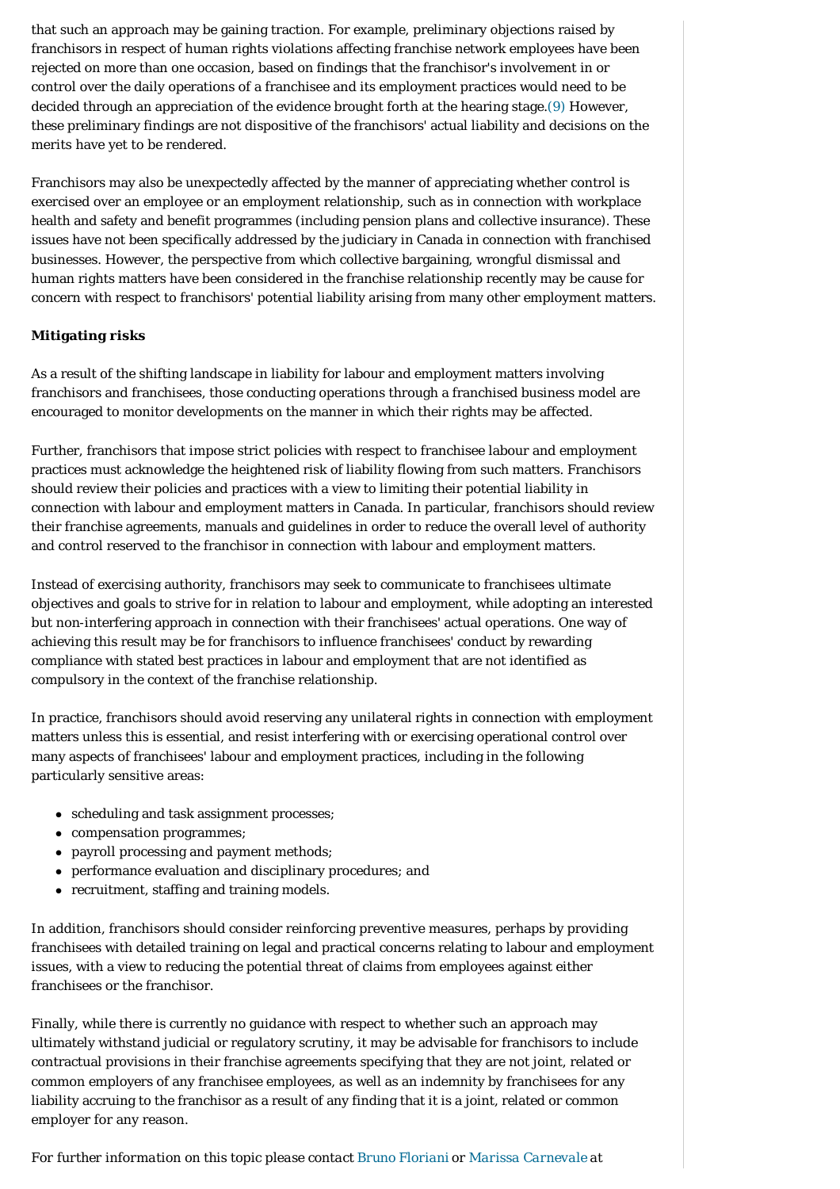that such an approach may be gaining traction. For example, preliminary objections raised by franchisors in respect of human rights violations affecting franchise network employees have been rejected on more than one occasion, based on findings that the franchisor's involvement in or control over the daily operations of a franchisee and its employment practices would need to be decided through an appreciation of the evidence brought forth at the hearing stage.(9) However, these preliminary findings are not dispositive of the franchisors' actual liability and decisions on the merits have yet to be rendered.

Franchisors may also be unexpectedly affected by the manner of appreciating whether control is exercised over an employee or an employment relationship, such as in connection with workplace health and safety and benefit programmes (including pension plans and collective insurance). These issues have not been specifically addressed by the judiciary in Canada in connection with franchised businesses. However, the perspective from which collective bargaining, wrongful dismissal and human rights matters have been considered in the franchise relationship recently may be cause for concern with respect to franchisors' potential liability arising from many other employment matters.

**Mitigating risks**

As a result of the shifting landscape in liability for labour and employment matters involving franchisors and franchisees, those conducting operations through a franchised business model are encouraged to monitor developments on the manner in which their rights may be affected.

Further, franchisors that impose strict policies with respect to franchisee labour and employment practices must acknowledge the heightened risk of liability flowing from such matters. Franchisors should review their policies and practices with a view to limiting their potential liability in connection with labour and employment matters in Canada. In particular, franchisors should review their franchise agreements, manuals and guidelines in order to reduce the overall level of authority and control reserved to the franchisor in connection with labour and employment matters.

Instead of exercising authority, franchisors may seek to communicate to franchisees ultimate objectives and goals to strive for in relation to labour and employment, while adopting an interested but non-interfering approach in connection with their franchisees' actual operations. One way of achieving this result may be for franchisors to influence franchisees' conduct by rewarding compliance with stated best practices in labour and employment that are not identified as compulsory in the context of the franchise relationship.

In practice, franchisors should avoid reserving any unilateral rights in connection with employment matters unless this is essential, and resist interfering with or exercising operational control over many aspects of franchisees' labour and employment practices, including in the following particularly sensitive areas:

- scheduling and task assignment processes;
- compensation programmes;
- payroll processing and payment methods;
- performance evaluation and disciplinary procedures; and
- recruitment, staffing and training models.

In addition, franchisors should consider reinforcing preventive measures, perhaps by providing franchisees with detailed training on legal and practical concerns relating to labour and employment issues, with a view to reducing the potential threat of claims from employees against either franchisees or the franchisor.

Finally, while there is currently no guidance with respect to whether such an approach may ultimately withstand judicial or regulatory scrutiny, it may be advisable for franchisors to include contractual provisions in their franchise agreements specifying that they are not joint, related or common employers of any franchisee employees, as well as an indemnity by franchisees for any liability accruing to the franchisor as a result of any finding that it is a joint, related or common employer for any reason.

*For further information on this topic please contact* Bruno Floriani *or* Marissa Carnevale *at*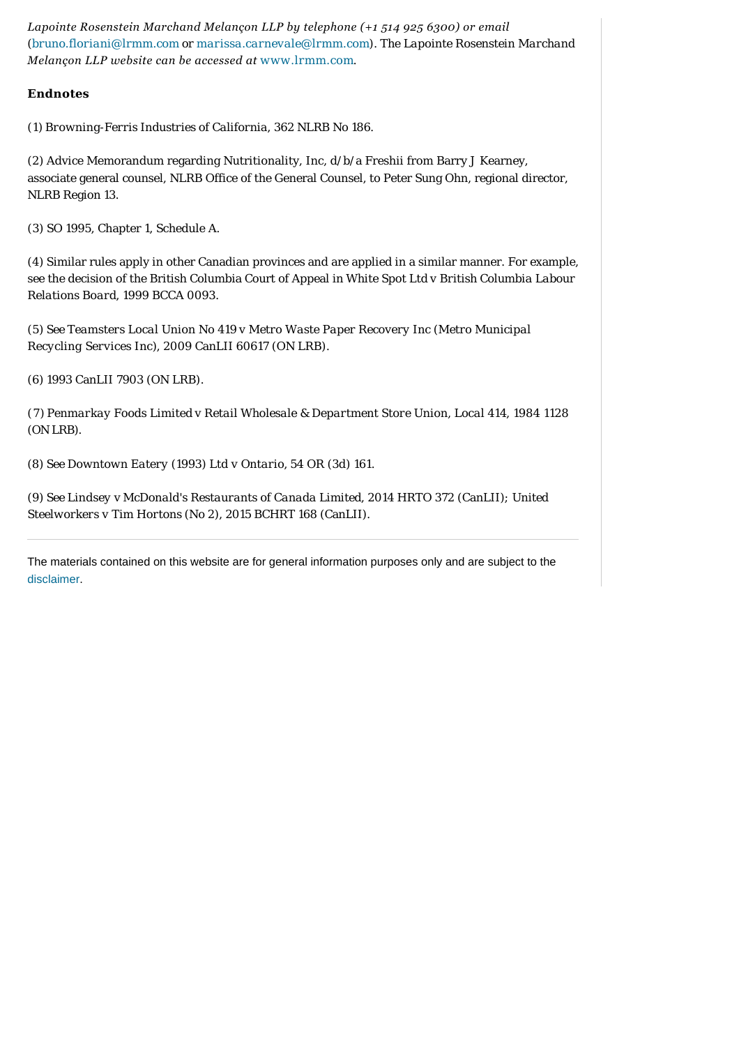*Lapointe Rosenstein Marchand Melançon LLP by telephone (+1 514 925 6300) or email* (bruno.floriani@lrmm.com or marissa.carnevale@lrmm.com). The Lapointe Rosenstein Marchand *Melançon LLP website can be accessed at* www.lrmm.com.

**Endnotes**

(1) Browning-Ferris Industries of California, 362 NLRB No 186.

(2) Advice Memorandum regarding Nutritionality, Inc, d/b/a Freshii from Barry J Kearney, associate general counsel, NLRB Office of the General Counsel, to Peter Sung Ohn, regional director, NLRB Region 13.

(3) SO 1995, Chapter 1, Schedule A.

(4) Similar rules apply in other Canadian provinces and are applied in a similar manner. For example, see the decision of the British Columbia Court of Appeal in White Spot Ltd v British Columbia Labour Relations Board, 1999 BCCA 0093.

(5) See Teamsters Local Union No 419 v Metro Waste Paper Recovery Inc (Metro Municipal Recycling Services Inc), 2009 CanLII 60617 (ON LRB).

(6) 1993 CanLII 7903 (ON LRB).

(7) Penmarkay Foods Limited v Retail Wholesale & Department Store Union, Local 414, 1984 1128 (ON LRB).

(8) See Downtown Eatery (1993) Ltd v Ontario, 54 OR (3d) 161.

(9) See Lindsey v McDonald's Restaurants of Canada Limited, 2014 HRTO 372 (CanLII); United Steelworkers v Tim Hortons (No 2), 2015 BCHRT 168 (CanLII).

---

The materials contained on this website are for general information purposes only and are subject to the disclaimer.